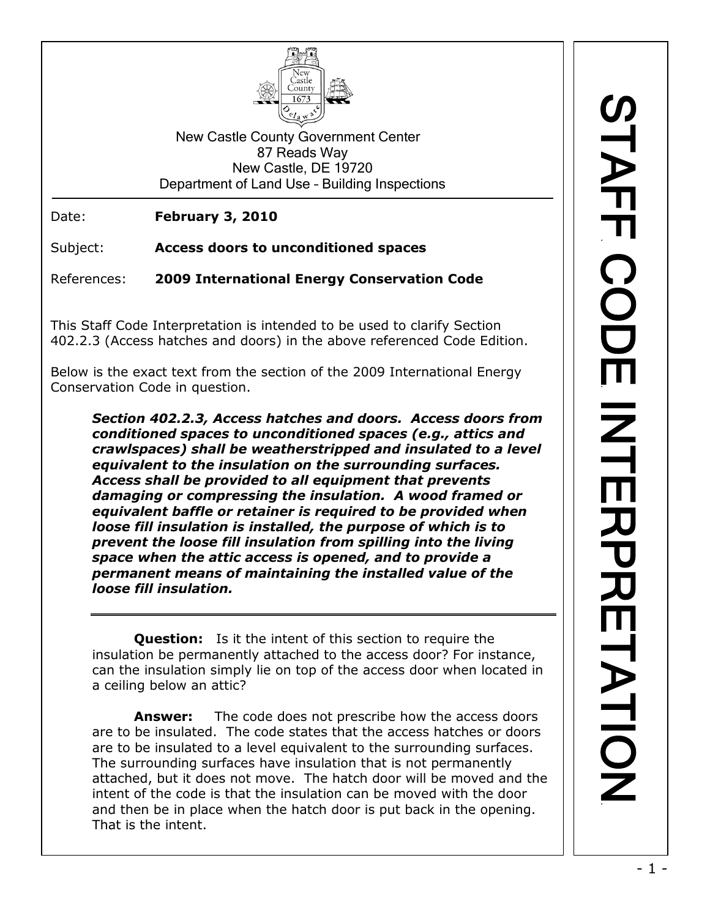New Castle County Government Center
87 Reads Way
New Castle, DE 19720
Department of Land Use – Building Inspections

# STAFF CODE INTERPRETATION

Date: **February 3, 2010**

Subject: **Access doors to unconditioned spaces**

References: **2009 International Energy Conservation Code**

This Staff Code Interpretation is intended to be used to clarify Section 402.2.3 (Access hatches and doors) in the above referenced Code Edition.

Below is the exact text from the section of the 2009 International Energy Conservation Code in question.

> ***Section 402.2.3, Access hatches and doors. Access doors from conditioned spaces to unconditioned spaces (e.g., attics and crawlspaces) shall be weatherstripped and insulated to a level equivalent to the insulation on the surrounding surfaces. Access shall be provided to all equipment that prevents damaging or compressing the insulation. A wood framed or equivalent baffle or retainer is required to be provided when loose fill insulation is installed, the purpose of which is to prevent the loose fill insulation from spilling into the living space when the attic access is opened, and to provide a permanent means of maintaining the installed value of the loose fill insulation.***

---

**Question:** Is it the intent of this section to require the insulation be permanently attached to the access door? For instance, can the insulation simply lie on top of the access door when located in a ceiling below an attic?

**Answer:** The code does not prescribe how the access doors are to be insulated. The code states that the access hatches or doors are to be insulated to a level equivalent to the surrounding surfaces. The surrounding surfaces have insulation that is not permanently attached, but it does not move. The hatch door will be moved and the intent of the code is that the insulation can be moved with the door and then be in place when the hatch door is put back in the opening. That is the intent.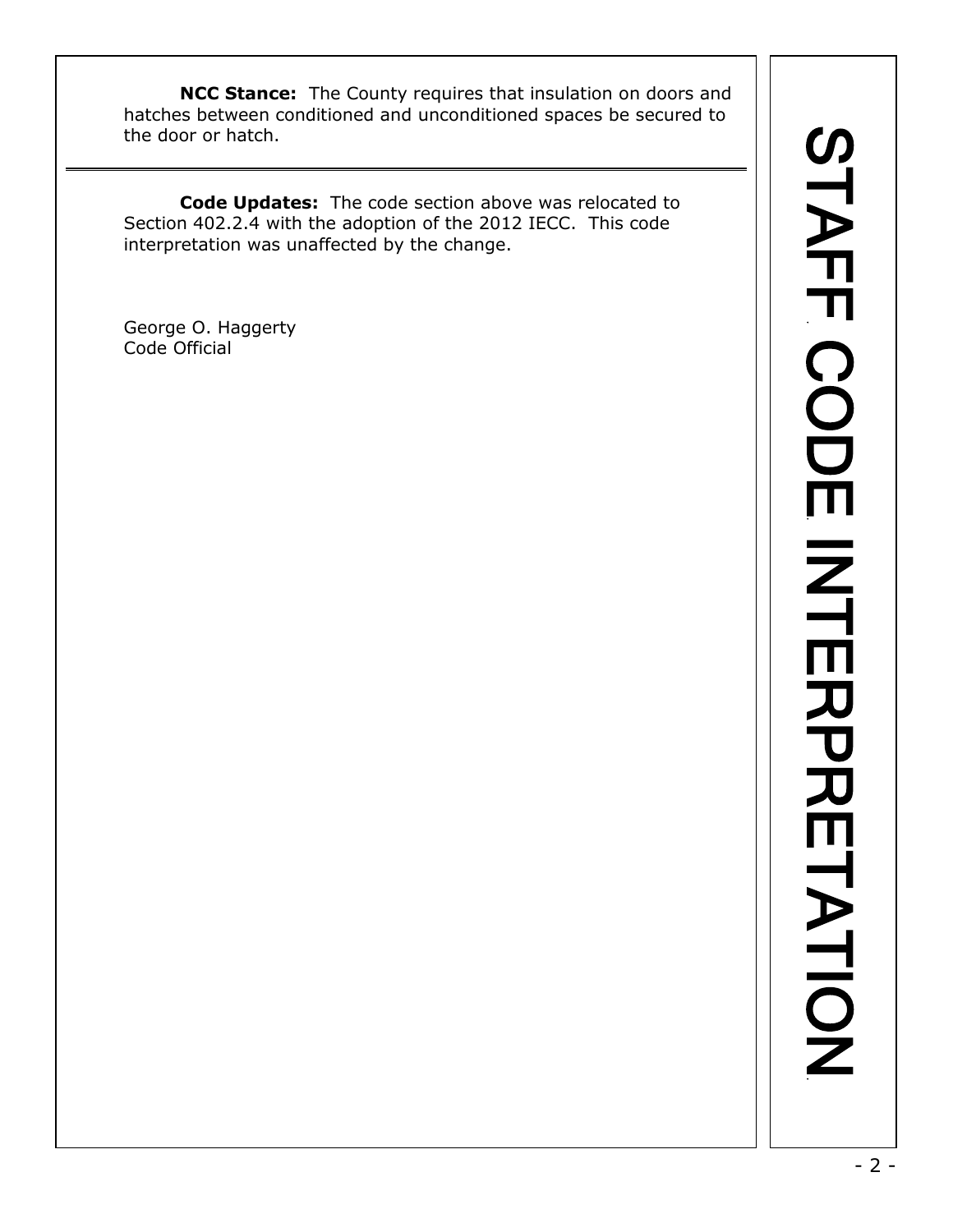**NCC Stance:** The County requires that insulation on doors and hatches between conditioned and unconditioned spaces be secured to the door or hatch.

---

**Code Updates:** The code section above was relocated to Section 402.2.4 with the adoption of the 2012 IECC. This code interpretation was unaffected by the change.

George O. Haggerty
Code Official

STAFF CODE INTERPRETATION